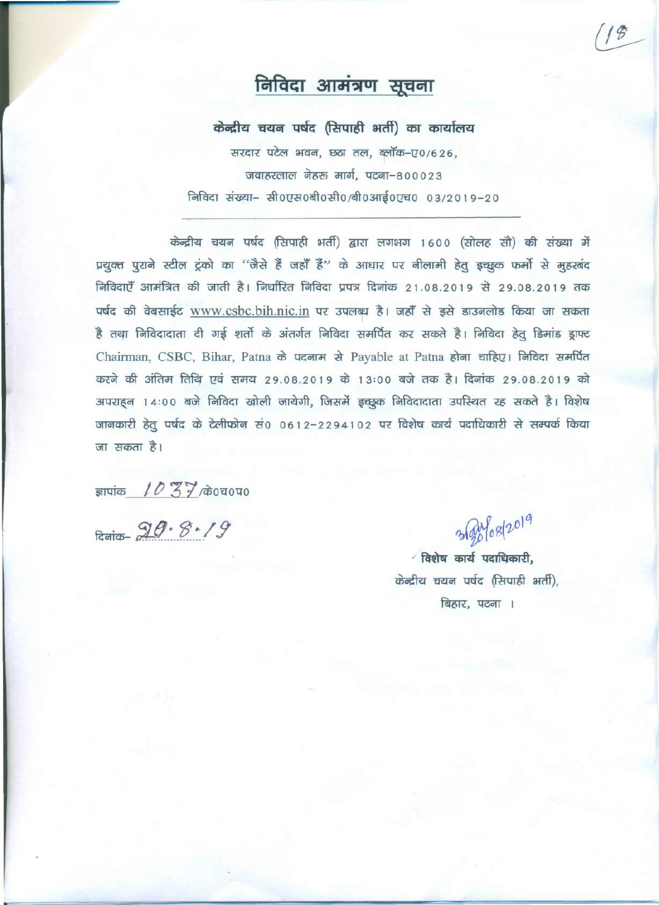# निविदा आमंत्रण सूचना

**केन्द्रीय चयन पर्षद (सिपाही भर्ती) का कार्यालय**

सरदार पटेल भवन, छठा तल, ब्लॉक–ए0/626,

जवाहरलाल नेहरू मार्ग, पटना–800023

निविदा संख्या– सी0एस0बी0सी0/बी0आई0एच0 03/2019-20

---

केन्द्रीय चयन पर्षद (सिपाही भर्ती) द्वारा लगभग 1600 (सोलह सौ) की संख्या में प्रयुक्त पुराने स्टील ट्रंको का "जैसे हैं जहाँ हैं" के आधार पर नीलामी हेतु इच्छुक फर्मो से मुहरबंद निविदाएँ आमंत्रित की जाती है। निर्धारित निविदा प्रपत्र दिनांक 21.08.2019 से 29.08.2019 तक पर्षद की वेबसाईट www.csbc.bih.nic.in पर उपलब्ध है। जहाँ से इसे डाउनलोड किया जा सकता है तथा निविदादाता दी गई शर्तो के अंतर्गत निविदा समर्पित कर सकते है। निविदा हेतु डिमांड ड्राफ्ट Chairman, CSBC, Bihar, Patna के पदनाम से Payable at Patna होना चाहिए। निविदा समर्पित करने की अंतिम तिथि एवं समय 29.08.2019 के 13:00 बजे तक है। दिनांक 29.08.2019 को अपराह्न 14:00 बजे निविदा खोली जायेगी, जिसमें इच्छुक निविदादाता उपस्थित रह सकते है। विशेष जानकारी हेतु पर्षद के टेलीफोन सं0 0612-2294102 पर विशेष कार्य पदाधिकारी से सम्पर्क किया जा सकता है।

ज्ञापांक 1037/के0च0प0

दिनांक- 20.8.19

20/08/2019

**विशेष कार्य पदाधिकारी,**

केन्द्रीय चयन पर्षद (सिपाही भर्ती),

बिहार, पटना ।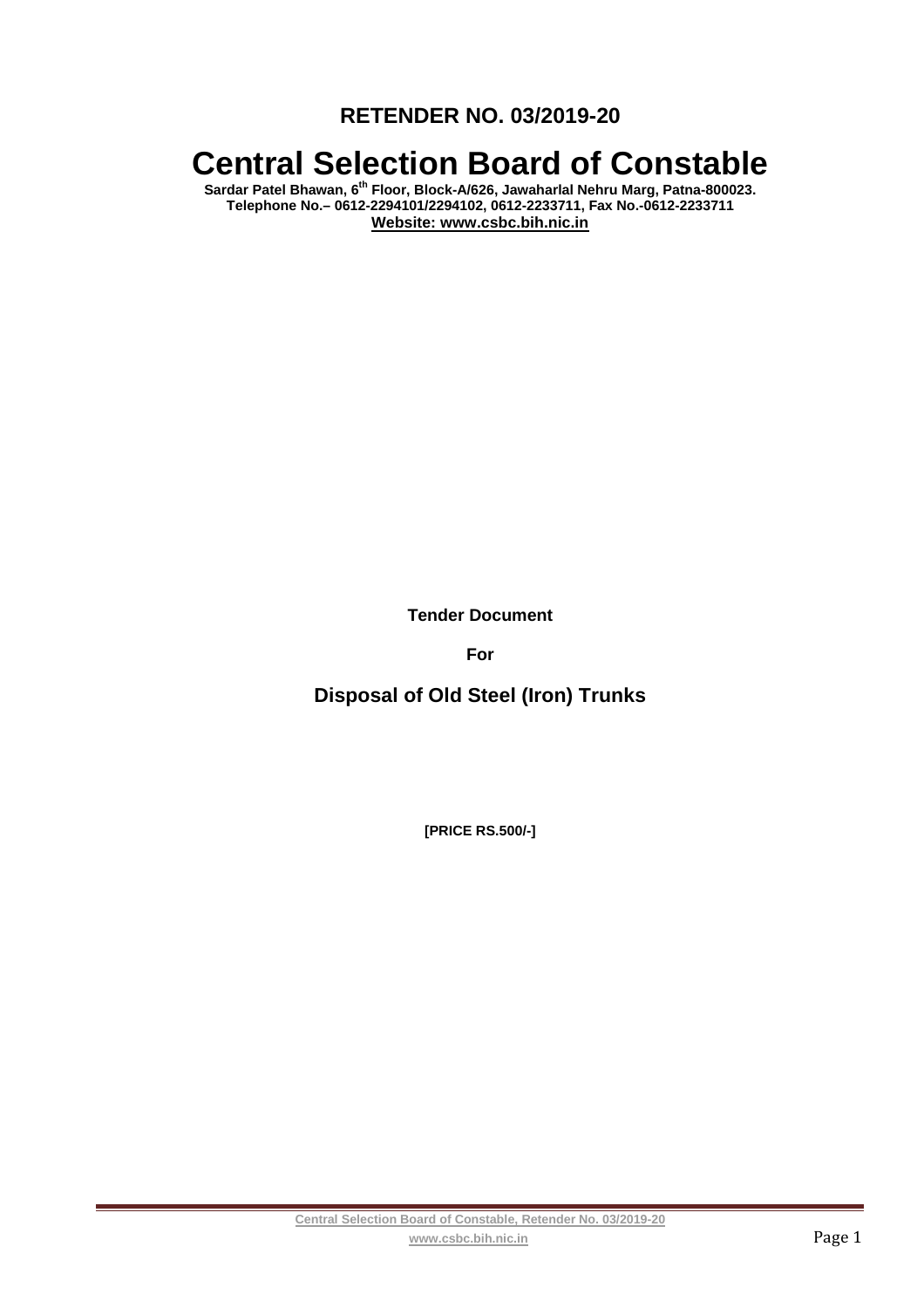**RETENDER NO. 03/2019-20**

# Central Selection Board of Constable

**Sardar Patel Bhawan, 6th Floor, Block-A/626, Jawaharlal Nehru Marg, Patna-800023.**
**Telephone No.– 0612-2294101/2294102, 0612-2233711, Fax No.-0612-2233711**
**Website: www.csbc.bih.nic.in**

**Tender Document**

**For**

## Disposal of Old Steel (Iron) Trunks

**[PRICE RS.500/-]**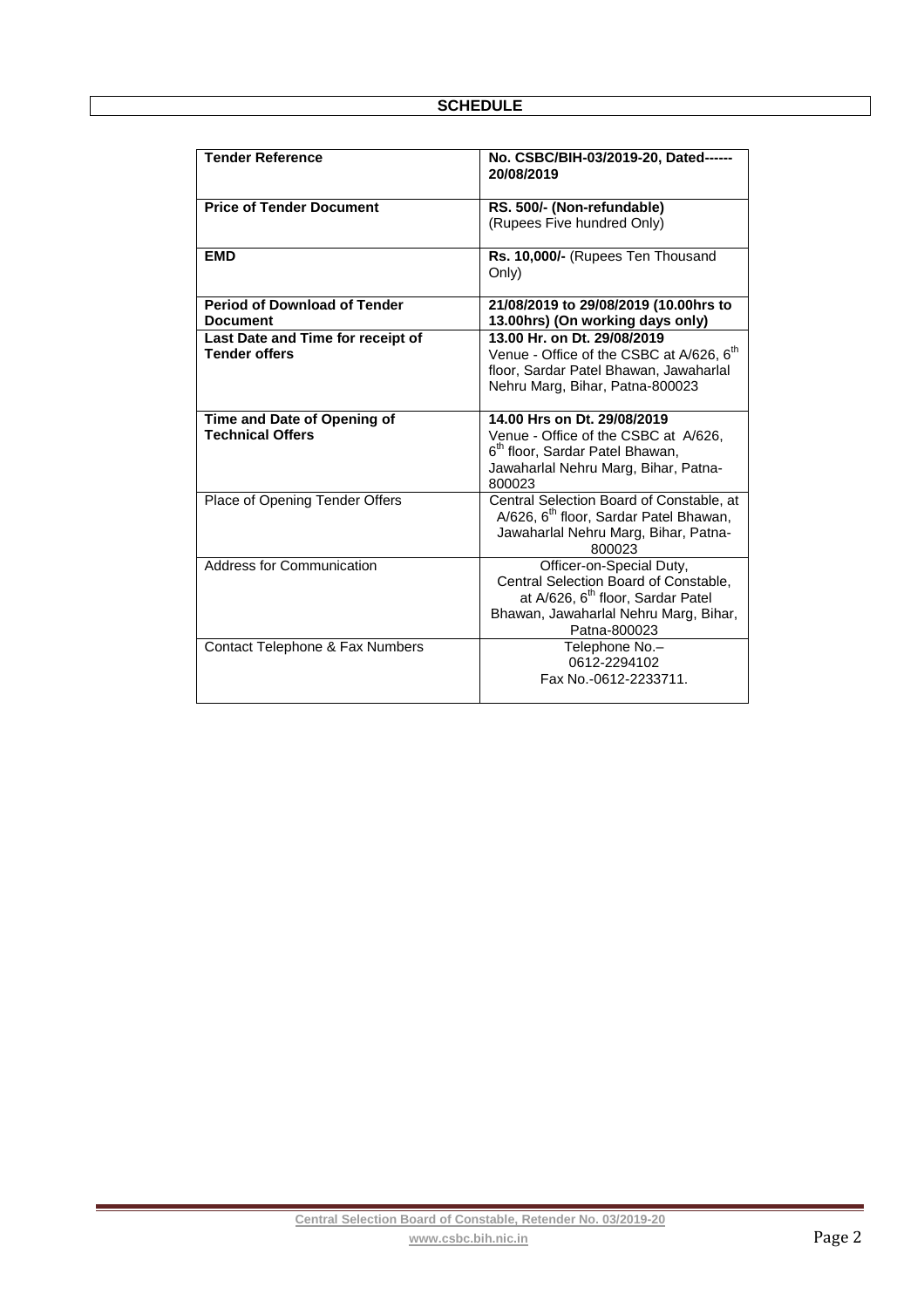## SCHEDULE

| | |
|---|---|
| **Tender Reference** | **No. CSBC/BIH-03/2019-20, Dated------ 20/08/2019** |
| **Price of Tender Document** | **RS. 500/- (Non-refundable)** (Rupees Five hundred Only) |
| **EMD** | **Rs. 10,000/-** (Rupees Ten Thousand Only) |
| **Period of Download of Tender Document** | **21/08/2019 to 29/08/2019 (10.00hrs to 13.00hrs) (On working days only)** |
| **Last Date and Time for receipt of Tender offers** | **13.00 Hr. on Dt. 29/08/2019** Venue - Office of the CSBC at A/626, 6th floor, Sardar Patel Bhawan, Jawaharlal Nehru Marg, Bihar, Patna-800023 |
| **Time and Date of Opening of Technical Offers** | **14.00 Hrs on Dt. 29/08/2019** Venue - Office of the CSBC at A/626, 6th floor, Sardar Patel Bhawan, Jawaharlal Nehru Marg, Bihar, Patna-800023 |
| Place of Opening Tender Offers | Central Selection Board of Constable, at A/626, 6th floor, Sardar Patel Bhawan, Jawaharlal Nehru Marg, Bihar, Patna-800023 |
| Address for Communication | Officer-on-Special Duty, Central Selection Board of Constable, at A/626, 6th floor, Sardar Patel Bhawan, Jawaharlal Nehru Marg, Bihar, Patna-800023 |
| Contact Telephone & Fax Numbers | Telephone No.– 0612-2294102 Fax No.-0612-2233711. |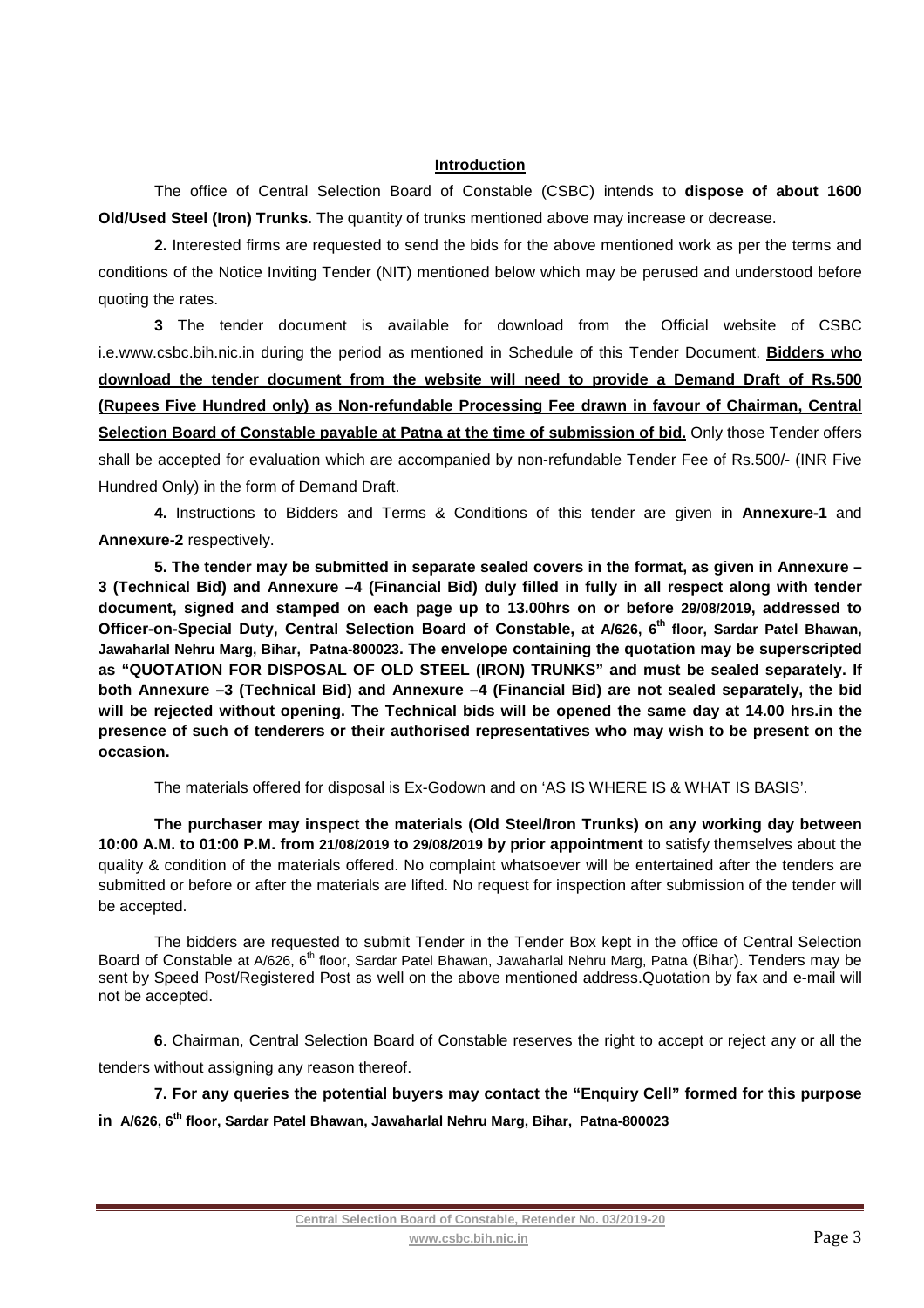## **Introduction**

The office of Central Selection Board of Constable (CSBC) intends to **dispose of about 1600 Old/Used Steel (Iron) Trunks**. The quantity of trunks mentioned above may increase or decrease.

**2.** Interested firms are requested to send the bids for the above mentioned work as per the terms and conditions of the Notice Inviting Tender (NIT) mentioned below which may be perused and understood before quoting the rates.

**3** The tender document is available for download from the Official website of CSBC i.e.www.csbc.bih.nic.in during the period as mentioned in Schedule of this Tender Document. **Bidders who download the tender document from the website will need to provide a Demand Draft of Rs.500 (Rupees Five Hundred only) as Non-refundable Processing Fee drawn in favour of Chairman, Central Selection Board of Constable payable at Patna at the time of submission of bid.** Only those Tender offers shall be accepted for evaluation which are accompanied by non-refundable Tender Fee of Rs.500/- (INR Five Hundred Only) in the form of Demand Draft.

**4.** Instructions to Bidders and Terms & Conditions of this tender are given in **Annexure-1** and **Annexure-2** respectively.

**5. The tender may be submitted in separate sealed covers in the format, as given in Annexure – 3 (Technical Bid) and Annexure –4 (Financial Bid) duly filled in fully in all respect along with tender document, signed and stamped on each page up to 13.00hrs on or before 29/08/2019, addressed to Officer-on-Special Duty, Central Selection Board of Constable, at A/626, 6th floor, Sardar Patel Bhawan, Jawaharlal Nehru Marg, Bihar, Patna-800023. The envelope containing the quotation may be superscripted as "QUOTATION FOR DISPOSAL OF OLD STEEL (IRON) TRUNKS" and must be sealed separately. If both Annexure –3 (Technical Bid) and Annexure –4 (Financial Bid) are not sealed separately, the bid will be rejected without opening. The Technical bids will be opened the same day at 14.00 hrs.in the presence of such of tenderers or their authorised representatives who may wish to be present on the occasion.**

The materials offered for disposal is Ex-Godown and on 'AS IS WHERE IS & WHAT IS BASIS'.

**The purchaser may inspect the materials (Old Steel/Iron Trunks) on any working day between 10:00 A.M. to 01:00 P.M. from 21/08/2019 to 29/08/2019 by prior appointment** to satisfy themselves about the quality & condition of the materials offered. No complaint whatsoever will be entertained after the tenders are submitted or before or after the materials are lifted. No request for inspection after submission of the tender will be accepted.

The bidders are requested to submit Tender in the Tender Box kept in the office of Central Selection Board of Constable at A/626, 6th floor, Sardar Patel Bhawan, Jawaharlal Nehru Marg, Patna (Bihar). Tenders may be sent by Speed Post/Registered Post as well on the above mentioned address.Quotation by fax and e-mail will not be accepted.

**6**. Chairman, Central Selection Board of Constable reserves the right to accept or reject any or all the tenders without assigning any reason thereof.

**7. For any queries the potential buyers may contact the "Enquiry Cell" formed for this purpose in A/626, 6th floor, Sardar Patel Bhawan, Jawaharlal Nehru Marg, Bihar, Patna-800023**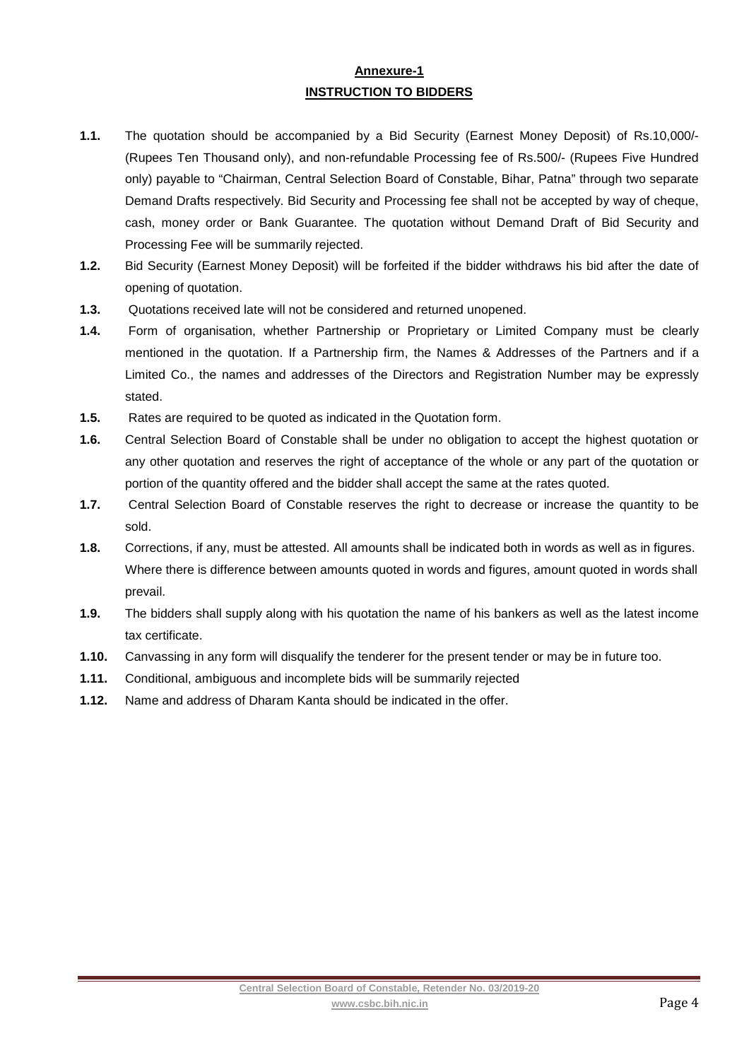## Annexure-1

## INSTRUCTION TO BIDDERS

**1.1.** The quotation should be accompanied by a Bid Security (Earnest Money Deposit) of Rs.10,000/- (Rupees Ten Thousand only), and non-refundable Processing fee of Rs.500/- (Rupees Five Hundred only) payable to "Chairman, Central Selection Board of Constable, Bihar, Patna" through two separate Demand Drafts respectively. Bid Security and Processing fee shall not be accepted by way of cheque, cash, money order or Bank Guarantee. The quotation without Demand Draft of Bid Security and Processing Fee will be summarily rejected.

**1.2.** Bid Security (Earnest Money Deposit) will be forfeited if the bidder withdraws his bid after the date of opening of quotation.

**1.3.** Quotations received late will not be considered and returned unopened.

**1.4.** Form of organisation, whether Partnership or Proprietary or Limited Company must be clearly mentioned in the quotation. If a Partnership firm, the Names & Addresses of the Partners and if a Limited Co., the names and addresses of the Directors and Registration Number may be expressly stated.

**1.5.** Rates are required to be quoted as indicated in the Quotation form.

**1.6.** Central Selection Board of Constable shall be under no obligation to accept the highest quotation or any other quotation and reserves the right of acceptance of the whole or any part of the quotation or portion of the quantity offered and the bidder shall accept the same at the rates quoted.

**1.7.** Central Selection Board of Constable reserves the right to decrease or increase the quantity to be sold.

**1.8.** Corrections, if any, must be attested. All amounts shall be indicated both in words as well as in figures. Where there is difference between amounts quoted in words and figures, amount quoted in words shall prevail.

**1.9.** The bidders shall supply along with his quotation the name of his bankers as well as the latest income tax certificate.

**1.10.** Canvassing in any form will disqualify the tenderer for the present tender or may be in future too.

**1.11.** Conditional, ambiguous and incomplete bids will be summarily rejected

**1.12.** Name and address of Dharam Kanta should be indicated in the offer.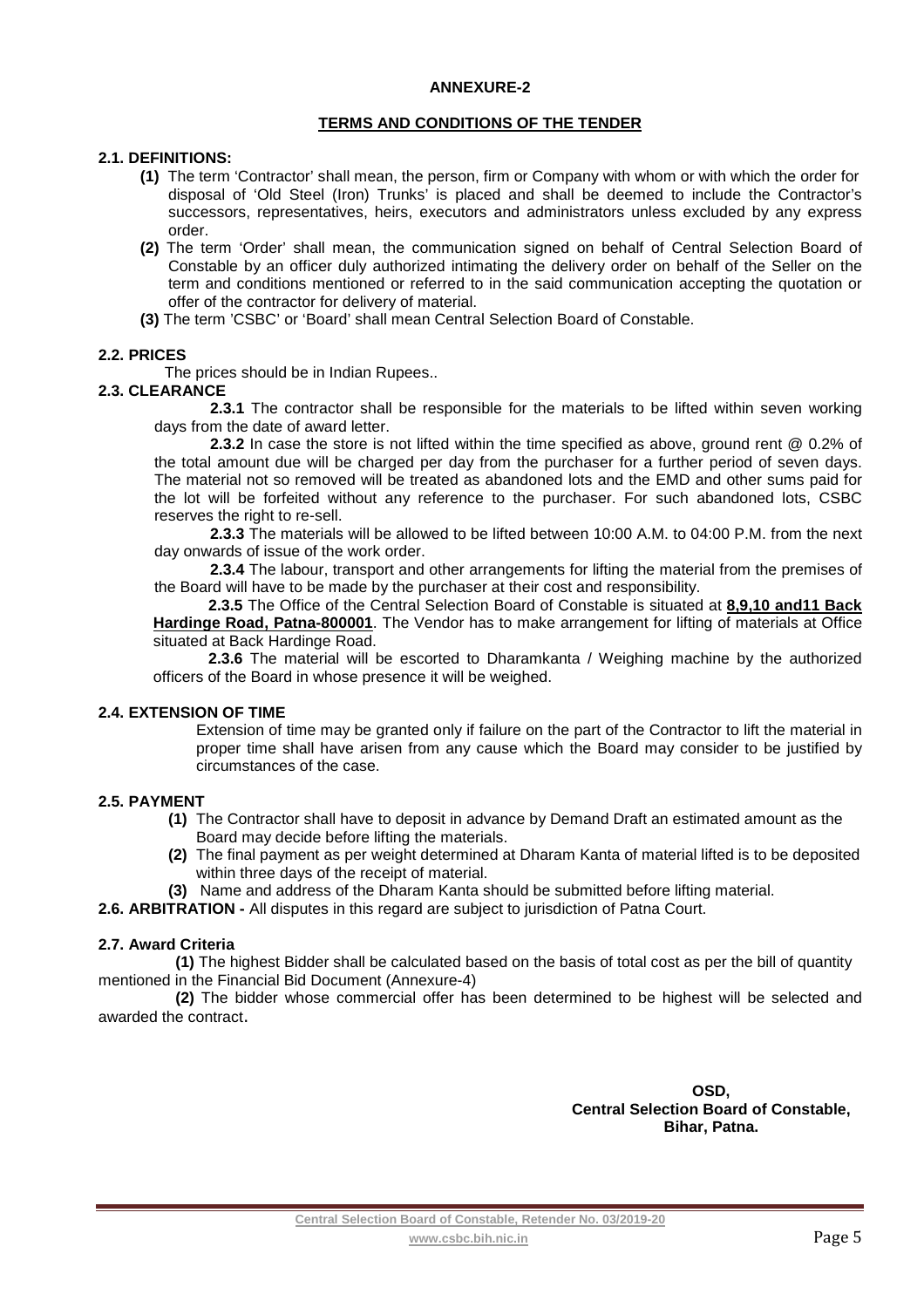# ANNEXURE-2

## TERMS AND CONDITIONS OF THE TENDER

### 2.1. DEFINITIONS:

**(1)** The term 'Contractor' shall mean, the person, firm or Company with whom or with which the order for disposal of 'Old Steel (Iron) Trunks' is placed and shall be deemed to include the Contractor's successors, representatives, heirs, executors and administrators unless excluded by any express order.

**(2)** The term 'Order' shall mean, the communication signed on behalf of Central Selection Board of Constable by an officer duly authorized intimating the delivery order on behalf of the Seller on the term and conditions mentioned or referred to in the said communication accepting the quotation or offer of the contractor for delivery of material.

**(3)** The term 'CSBC' or 'Board' shall mean Central Selection Board of Constable.

### 2.2. PRICES

The prices should be in Indian Rupees..

### 2.3. CLEARANCE

**2.3.1** The contractor shall be responsible for the materials to be lifted within seven working days from the date of award letter.

**2.3.2** In case the store is not lifted within the time specified as above, ground rent @ 0.2% of the total amount due will be charged per day from the purchaser for a further period of seven days. The material not so removed will be treated as abandoned lots and the EMD and other sums paid for the lot will be forfeited without any reference to the purchaser. For such abandoned lots, CSBC reserves the right to re-sell.

**2.3.3** The materials will be allowed to be lifted between 10:00 A.M. to 04:00 P.M. from the next day onwards of issue of the work order.

**2.3.4** The labour, transport and other arrangements for lifting the material from the premises of the Board will have to be made by the purchaser at their cost and responsibility.

**2.3.5** The Office of the Central Selection Board of Constable is situated at **8,9,10 and11 Back Hardinge Road, Patna-800001**. The Vendor has to make arrangement for lifting of materials at Office situated at Back Hardinge Road.

**2.3.6** The material will be escorted to Dharamkanta / Weighing machine by the authorized officers of the Board in whose presence it will be weighed.

### 2.4. EXTENSION OF TIME

Extension of time may be granted only if failure on the part of the Contractor to lift the material in proper time shall have arisen from any cause which the Board may consider to be justified by circumstances of the case.

### 2.5. PAYMENT

**(1)** The Contractor shall have to deposit in advance by Demand Draft an estimated amount as the Board may decide before lifting the materials.

**(2)** The final payment as per weight determined at Dharam Kanta of material lifted is to be deposited within three days of the receipt of material.

**(3)** Name and address of the Dharam Kanta should be submitted before lifting material.

**2.6. ARBITRATION -** All disputes in this regard are subject to jurisdiction of Patna Court.

### 2.7. Award Criteria

**(1)** The highest Bidder shall be calculated based on the basis of total cost as per the bill of quantity mentioned in the Financial Bid Document (Annexure-4)

**(2)** The bidder whose commercial offer has been determined to be highest will be selected and awarded the contract.

**OSD,**
**Central Selection Board of Constable,**
**Bihar, Patna.**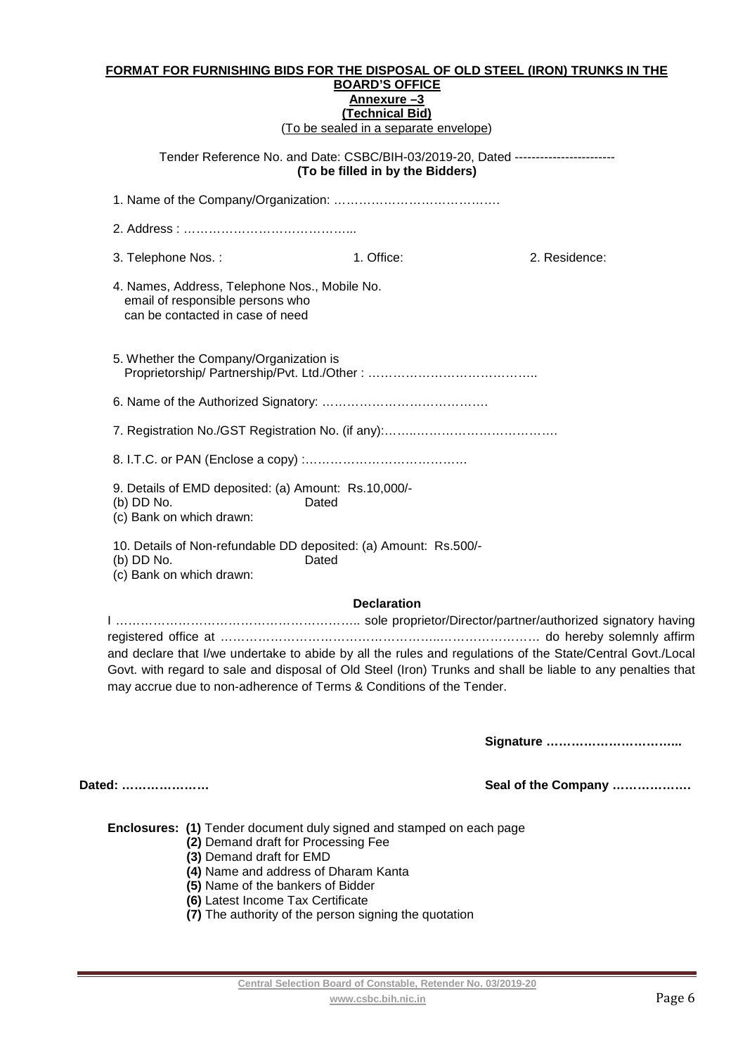**FORMAT FOR FURNISHING BIDS FOR THE DISPOSAL OF OLD STEEL (IRON) TRUNKS IN THE BOARD'S OFFICE**

**Annexure –3**

**(Technical Bid)**

(To be sealed in a separate envelope)

Tender Reference No. and Date: CSBC/BIH-03/2019-20, Dated ------------------------

**(To be filled in by the Bidders)**

1. Name of the Company/Organization: ………………………………….
2. Address : …………………………………..
3. Telephone Nos. : 1. Office: 2. Residence:
4. Names, Address, Telephone Nos., Mobile No. email of responsible persons who can be contacted in case of need
5. Whether the Company/Organization is Proprietorship/ Partnership/Pvt. Ltd./Other : …………………………………..
6. Name of the Authorized Signatory: ………………………………….
7. Registration No./GST Registration No. (if any):……..………………………….
8. I.T.C. or PAN (Enclose a copy) :………………………………….
9. Details of EMD deposited: (a) Amount: Rs.10,000/-
   (b) DD No. Dated
   (c) Bank on which drawn:
10. Details of Non-refundable DD deposited: (a) Amount: Rs.500/-
    (b) DD No. Dated
    (c) Bank on which drawn:

**Declaration**

I ………………………………………………….. sole proprietor/Director/partner/authorized signatory having registered office at ……………………………………………...………………… do hereby solemnly affirm and declare that I/we undertake to abide by all the rules and regulations of the State/Central Govt./Local Govt. with regard to sale and disposal of Old Steel (Iron) Trunks and shall be liable to any penalties that may accrue due to non-adherence of Terms & Conditions of the Tender.

**Signature …………………………...**

**Dated: …………………**

**Seal of the Company ………………**

**Enclosures:** **(1)** Tender document duly signed and stamped on each page
**(2)** Demand draft for Processing Fee
**(3)** Demand draft for EMD
**(4)** Name and address of Dharam Kanta
**(5)** Name of the bankers of Bidder
**(6)** Latest Income Tax Certificate
**(7)** The authority of the person signing the quotation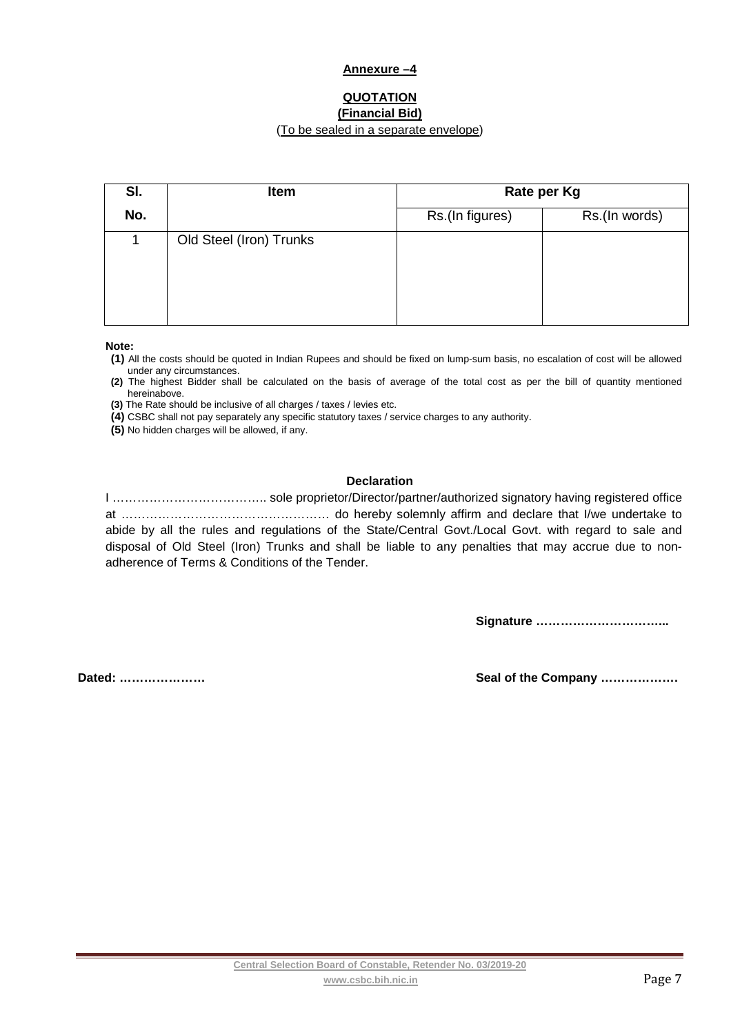**Annexure –4**

**QUOTATION**

**(Financial Bid)**

(To be sealed in a separate envelope)

| Sl. No. | Item | Rate per Kg | |
|---|---|---|---|
| | | Rs.(In figures) | Rs.(In words) |
| 1 | Old Steel (Iron) Trunks | | |

**Note:**

**(1)** All the costs should be quoted in Indian Rupees and should be fixed on lump-sum basis, no escalation of cost will be allowed under any circumstances.

**(2)** The highest Bidder shall be calculated on the basis of average of the total cost as per the bill of quantity mentioned hereinabove.

**(3)** The Rate should be inclusive of all charges / taxes / levies etc.

**(4)** CSBC shall not pay separately any specific statutory taxes / service charges to any authority.

**(5)** No hidden charges will be allowed, if any.

**Declaration**

I ……………………………….. sole proprietor/Director/partner/authorized signatory having registered office at ……………………………………………. do hereby solemnly affirm and declare that I/we undertake to abide by all the rules and regulations of the State/Central Govt./Local Govt. with regard to sale and disposal of Old Steel (Iron) Trunks and shall be liable to any penalties that may accrue due to non-adherence of Terms & Conditions of the Tender.

**Signature …………………………...**

**Dated: …………………**

**Seal of the Company ………………**